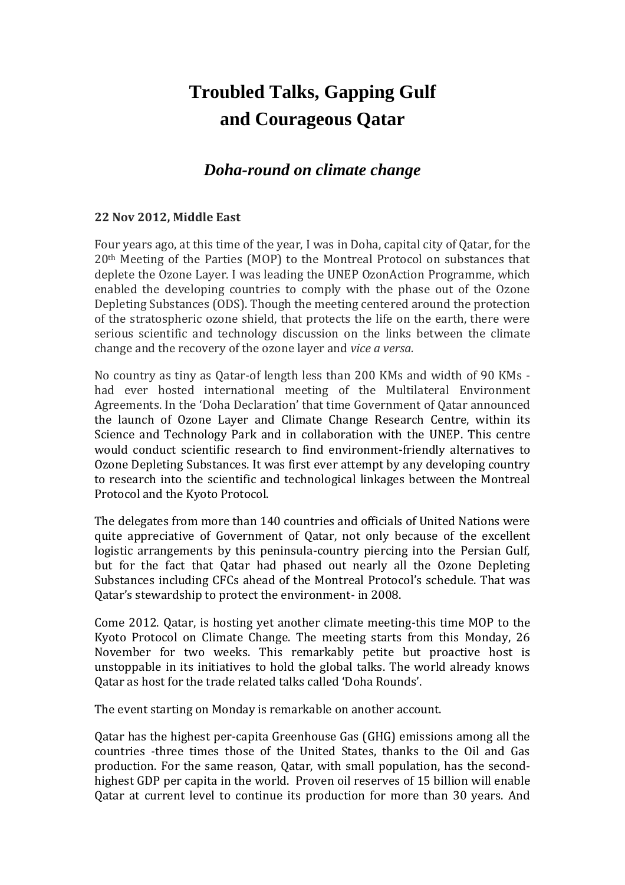# Troubled Talks, Gapping Gulf
# and Courageous Qatar

## *Doha-round on climate change*

**22 Nov 2012, Middle East**

Four years ago, at this time of the year, I was in Doha, capital city of Qatar, for the 20th Meeting of the Parties (MOP) to the Montreal Protocol on substances that deplete the Ozone Layer. I was leading the UNEP OzonAction Programme, which enabled the developing countries to comply with the phase out of the Ozone Depleting Substances (ODS). Though the meeting centered around the protection of the stratospheric ozone shield, that protects the life on the earth, there were serious scientific and technology discussion on the links between the climate change and the recovery of the ozone layer and *vice a versa.*

No country as tiny as Qatar-of length less than 200 KMs and width of 90 KMs - had ever hosted international meeting of the Multilateral Environment Agreements. In the 'Doha Declaration' that time Government of Qatar announced the launch of Ozone Layer and Climate Change Research Centre, within its Science and Technology Park and in collaboration with the UNEP. This centre would conduct scientific research to find environment-friendly alternatives to Ozone Depleting Substances. It was first ever attempt by any developing country to research into the scientific and technological linkages between the Montreal Protocol and the Kyoto Protocol.

The delegates from more than 140 countries and officials of United Nations were quite appreciative of Government of Qatar, not only because of the excellent logistic arrangements by this peninsula-country piercing into the Persian Gulf, but for the fact that Qatar had phased out nearly all the Ozone Depleting Substances including CFCs ahead of the Montreal Protocol's schedule. That was Qatar's stewardship to protect the environment- in 2008.

Come 2012. Qatar, is hosting yet another climate meeting-this time MOP to the Kyoto Protocol on Climate Change. The meeting starts from this Monday, 26 November for two weeks. This remarkably petite but proactive host is unstoppable in its initiatives to hold the global talks. The world already knows Qatar as host for the trade related talks called 'Doha Rounds'.

The event starting on Monday is remarkable on another account.

Qatar has the highest per-capita Greenhouse Gas (GHG) emissions among all the countries -three times those of the United States, thanks to the Oil and Gas production. For the same reason, Qatar, with small population, has the second-highest GDP per capita in the world. Proven oil reserves of 15 billion will enable Qatar at current level to continue its production for more than 30 years. And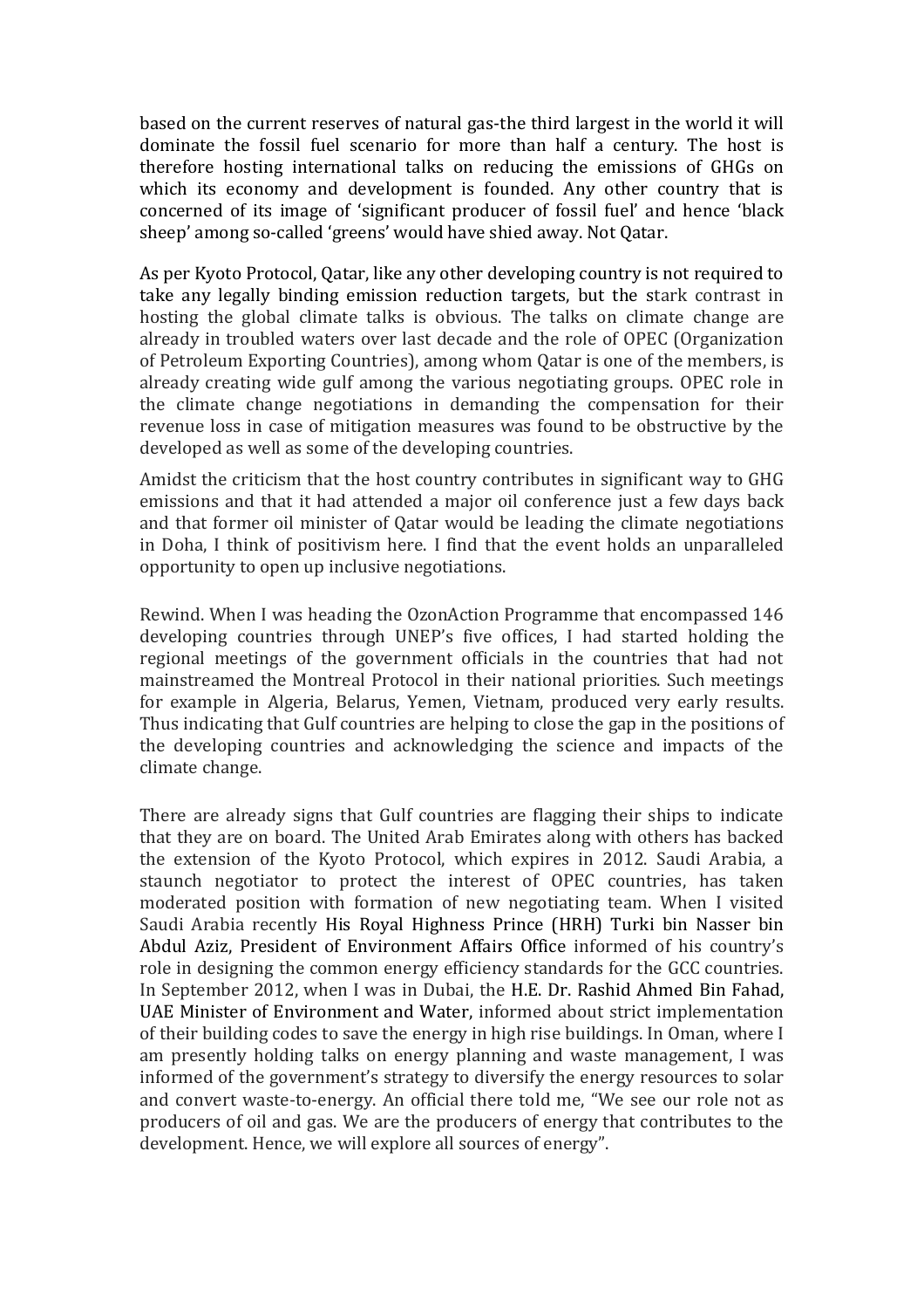based on the current reserves of natural gas-the third largest in the world it will dominate the fossil fuel scenario for more than half a century. The host is therefore hosting international talks on reducing the emissions of GHGs on which its economy and development is founded. Any other country that is concerned of its image of 'significant producer of fossil fuel' and hence 'black sheep' among so-called 'greens' would have shied away. Not Qatar.

As per Kyoto Protocol, Qatar, like any other developing country is not required to take any legally binding emission reduction targets, but the stark contrast in hosting the global climate talks is obvious. The talks on climate change are already in troubled waters over last decade and the role of OPEC (Organization of Petroleum Exporting Countries), among whom Qatar is one of the members, is already creating wide gulf among the various negotiating groups. OPEC role in the climate change negotiations in demanding the compensation for their revenue loss in case of mitigation measures was found to be obstructive by the developed as well as some of the developing countries.

Amidst the criticism that the host country contributes in significant way to GHG emissions and that it had attended a major oil conference just a few days back and that former oil minister of Qatar would be leading the climate negotiations in Doha, I think of positivism here. I find that the event holds an unparalleled opportunity to open up inclusive negotiations.

Rewind. When I was heading the OzonAction Programme that encompassed 146 developing countries through UNEP's five offices, I had started holding the regional meetings of the government officials in the countries that had not mainstreamed the Montreal Protocol in their national priorities. Such meetings for example in Algeria, Belarus, Yemen, Vietnam, produced very early results. Thus indicating that Gulf countries are helping to close the gap in the positions of the developing countries and acknowledging the science and impacts of the climate change.

There are already signs that Gulf countries are flagging their ships to indicate that they are on board. The United Arab Emirates along with others has backed the extension of the Kyoto Protocol, which expires in 2012. Saudi Arabia, a staunch negotiator to protect the interest of OPEC countries, has taken moderated position with formation of new negotiating team. When I visited Saudi Arabia recently His Royal Highness Prince (HRH) Turki bin Nasser bin Abdul Aziz, President of Environment Affairs Office informed of his country's role in designing the common energy efficiency standards for the GCC countries. In September 2012, when I was in Dubai, the H.E. Dr. Rashid Ahmed Bin Fahad, UAE Minister of Environment and Water, informed about strict implementation of their building codes to save the energy in high rise buildings. In Oman, where I am presently holding talks on energy planning and waste management, I was informed of the government's strategy to diversify the energy resources to solar and convert waste-to-energy. An official there told me, "We see our role not as producers of oil and gas. We are the producers of energy that contributes to the development. Hence, we will explore all sources of energy".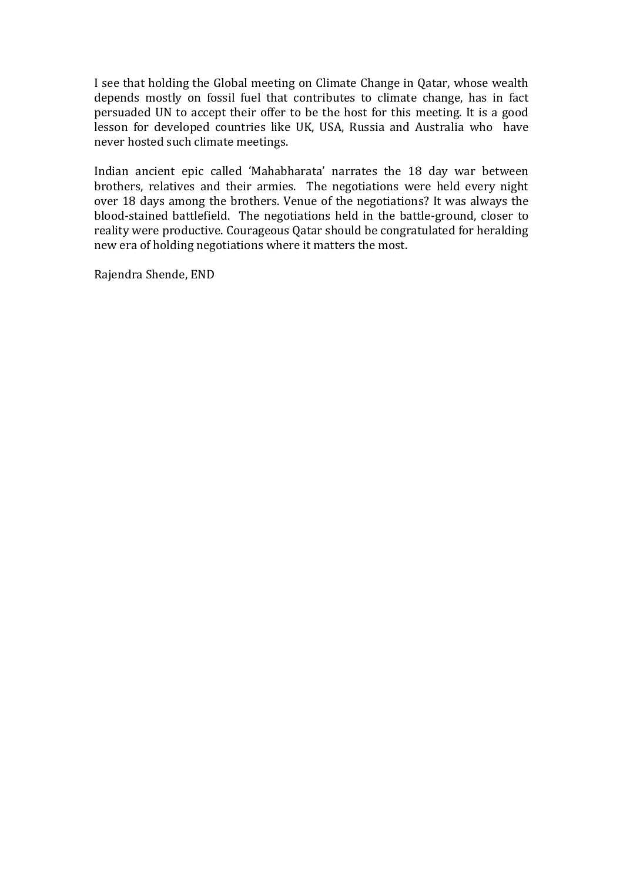I see that holding the Global meeting on Climate Change in Qatar, whose wealth depends mostly on fossil fuel that contributes to climate change, has in fact persuaded UN to accept their offer to be the host for this meeting. It is a good lesson for developed countries like UK, USA, Russia and Australia who have never hosted such climate meetings.

Indian ancient epic called 'Mahabharata' narrates the 18 day war between brothers, relatives and their armies. The negotiations were held every night over 18 days among the brothers. Venue of the negotiations? It was always the blood-stained battlefield. The negotiations held in the battle-ground, closer to reality were productive. Courageous Qatar should be congratulated for heralding new era of holding negotiations where it matters the most.

Rajendra Shende, END